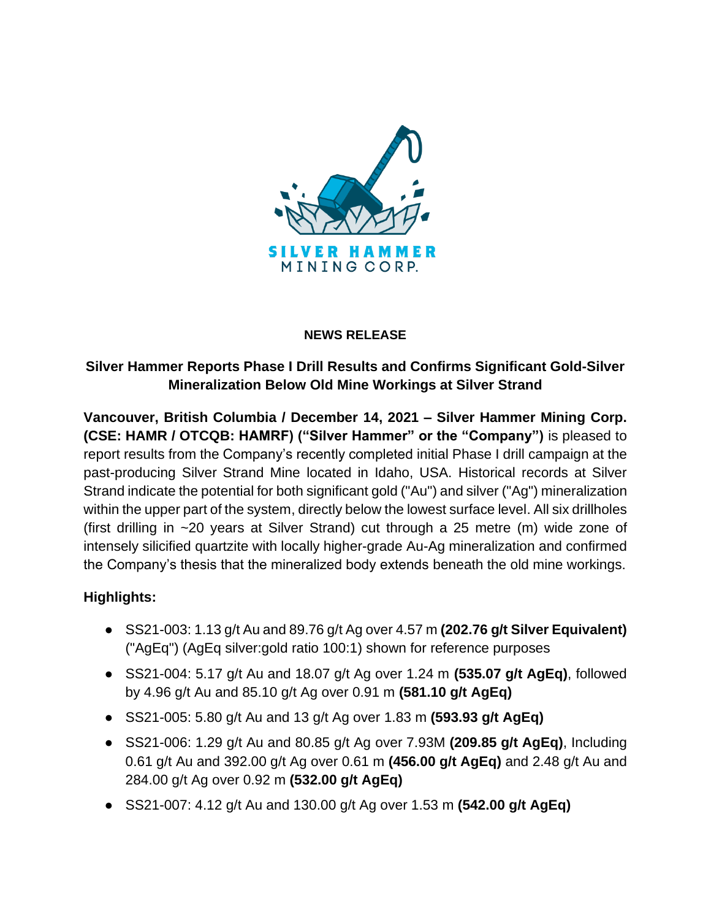SILVER HAMMER
MINING CORP.

**NEWS RELEASE**

## Silver Hammer Reports Phase I Drill Results and Confirms Significant Gold-Silver Mineralization Below Old Mine Workings at Silver Strand

**Vancouver, British Columbia / December 14, 2021 – Silver Hammer Mining Corp. (CSE: HAMR / OTCQB: HAMRF) ("Silver Hammer" or the "Company")** is pleased to report results from the Company's recently completed initial Phase I drill campaign at the past-producing Silver Strand Mine located in Idaho, USA. Historical records at Silver Strand indicate the potential for both significant gold ("Au") and silver ("Ag") mineralization within the upper part of the system, directly below the lowest surface level. All six drillholes (first drilling in ~20 years at Silver Strand) cut through a 25 metre (m) wide zone of intensely silicified quartzite with locally higher-grade Au-Ag mineralization and confirmed the Company's thesis that the mineralized body extends beneath the old mine workings.

### Highlights:

- SS21-003: 1.13 g/t Au and 89.76 g/t Ag over 4.57 m **(202.76 g/t Silver Equivalent)** ("AgEq") (AgEq silver:gold ratio 100:1) shown for reference purposes
- SS21-004: 5.17 g/t Au and 18.07 g/t Ag over 1.24 m **(535.07 g/t AgEq)**, followed by 4.96 g/t Au and 85.10 g/t Ag over 0.91 m **(581.10 g/t AgEq)**
- SS21-005: 5.80 g/t Au and 13 g/t Ag over 1.83 m **(593.93 g/t AgEq)**
- SS21-006: 1.29 g/t Au and 80.85 g/t Ag over 7.93M **(209.85 g/t AgEq)**, Including 0.61 g/t Au and 392.00 g/t Ag over 0.61 m **(456.00 g/t AgEq)** and 2.48 g/t Au and 284.00 g/t Ag over 0.92 m **(532.00 g/t AgEq)**
- SS21-007: 4.12 g/t Au and 130.00 g/t Ag over 1.53 m **(542.00 g/t AgEq)**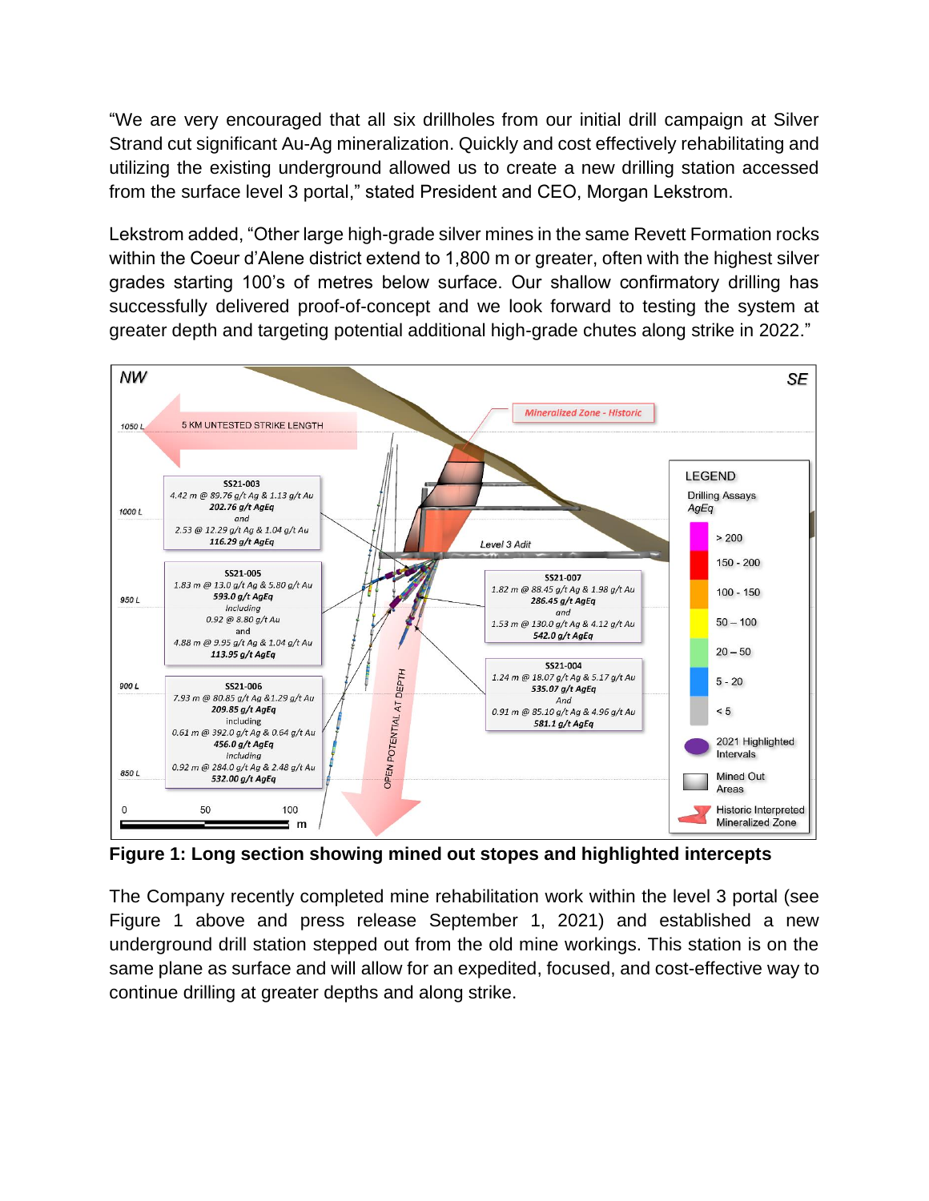"We are very encouraged that all six drillholes from our initial drill campaign at Silver Strand cut significant Au-Ag mineralization. Quickly and cost effectively rehabilitating and utilizing the existing underground allowed us to create a new drilling station accessed from the surface level 3 portal," stated President and CEO, Morgan Lekstrom.

Lekstrom added, "Other large high-grade silver mines in the same Revett Formation rocks within the Coeur d'Alene district extend to 1,800 m or greater, often with the highest silver grades starting 100's of metres below surface. Our shallow confirmatory drilling has successfully delivered proof-of-concept and we look forward to testing the system at greater depth and targeting potential additional high-grade chutes along strike in 2022."

**Figure 1: Long section showing mined out stopes and highlighted intercepts**

The Company recently completed mine rehabilitation work within the level 3 portal (see Figure 1 above and press release September 1, 2021) and established a new underground drill station stepped out from the old mine workings. This station is on the same plane as surface and will allow for an expedited, focused, and cost-effective way to continue drilling at greater depths and along strike.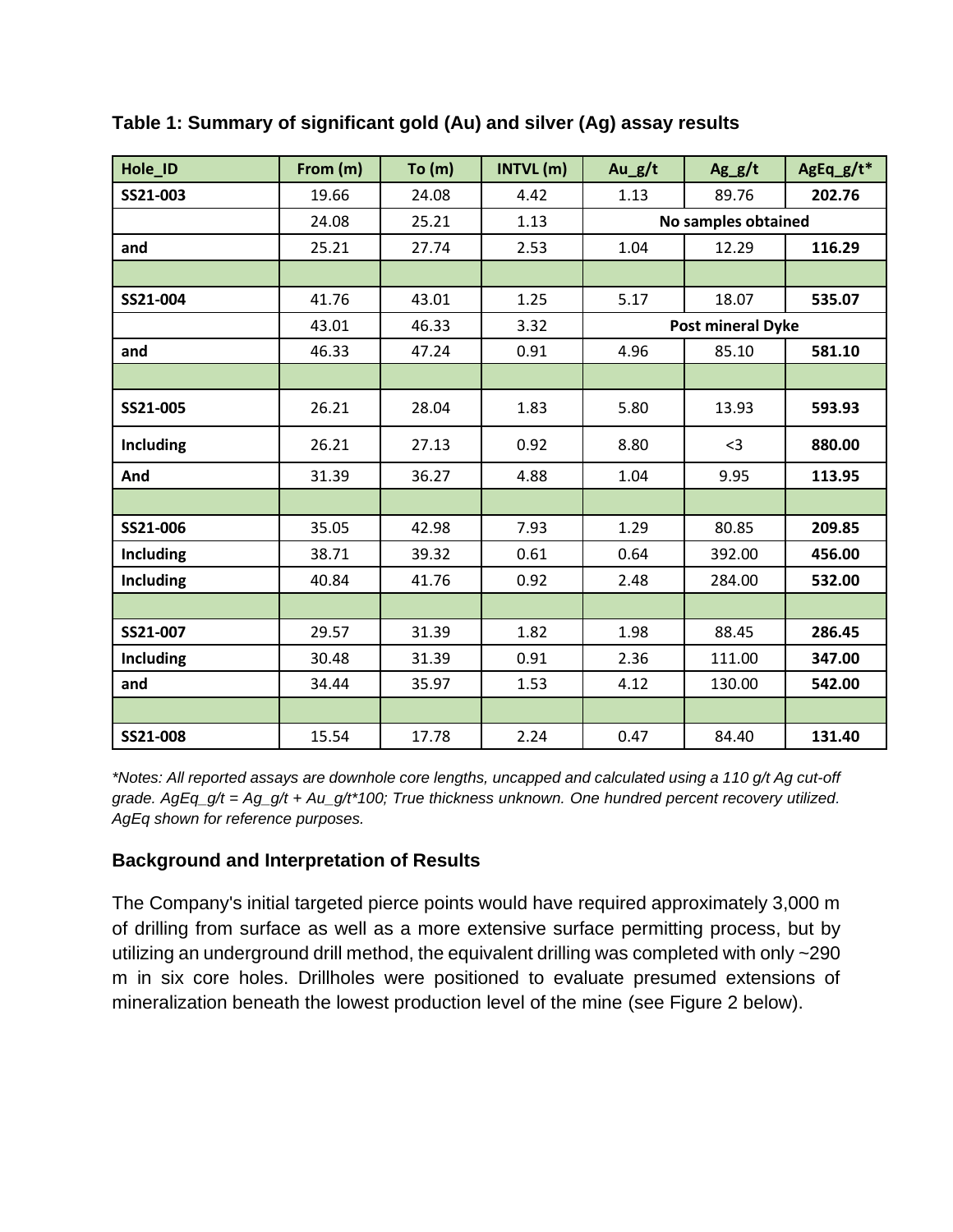**Table 1: Summary of significant gold (Au) and silver (Ag) assay results**

| Hole_ID | From (m) | To (m) | INTVL (m) | Au_g/t | Ag_g/t | AgEq_g/t* |
|---|---|---|---|---|---|---|
| **SS21-003** | 19.66 | 24.08 | 4.42 | 1.13 | 89.76 | **202.76** |
| | 24.08 | 25.21 | 1.13 | **No samples obtained** | | |
| **and** | 25.21 | 27.74 | 2.53 | 1.04 | 12.29 | **116.29** |
| | | | | | | |
| **SS21-004** | 41.76 | 43.01 | 1.25 | 5.17 | 18.07 | **535.07** |
| | 43.01 | 46.33 | 3.32 | **Post mineral Dyke** | | |
| **and** | 46.33 | 47.24 | 0.91 | 4.96 | 85.10 | **581.10** |
| | | | | | | |
| **SS21-005** | 26.21 | 28.04 | 1.83 | 5.80 | 13.93 | **593.93** |
| **Including** | 26.21 | 27.13 | 0.92 | 8.80 | <3 | **880.00** |
| **And** | 31.39 | 36.27 | 4.88 | 1.04 | 9.95 | **113.95** |
| | | | | | | |
| **SS21-006** | 35.05 | 42.98 | 7.93 | 1.29 | 80.85 | **209.85** |
| **Including** | 38.71 | 39.32 | 0.61 | 0.64 | 392.00 | **456.00** |
| **Including** | 40.84 | 41.76 | 0.92 | 2.48 | 284.00 | **532.00** |
| | | | | | | |
| **SS21-007** | 29.57 | 31.39 | 1.82 | 1.98 | 88.45 | **286.45** |
| **Including** | 30.48 | 31.39 | 0.91 | 2.36 | 111.00 | **347.00** |
| **and** | 34.44 | 35.97 | 1.53 | 4.12 | 130.00 | **542.00** |
| | | | | | | |
| **SS21-008** | 15.54 | 17.78 | 2.24 | 0.47 | 84.40 | **131.40** |

*\*Notes: All reported assays are downhole core lengths, uncapped and calculated using a 110 g/t Ag cut-off grade. AgEq_g/t = Ag_g/t + Au_g/t\*100; True thickness unknown. One hundred percent recovery utilized. AgEq shown for reference purposes.*

## Background and Interpretation of Results

The Company's initial targeted pierce points would have required approximately 3,000 m of drilling from surface as well as a more extensive surface permitting process, but by utilizing an underground drill method, the equivalent drilling was completed with only ~290 m in six core holes. Drillholes were positioned to evaluate presumed extensions of mineralization beneath the lowest production level of the mine (see Figure 2 below).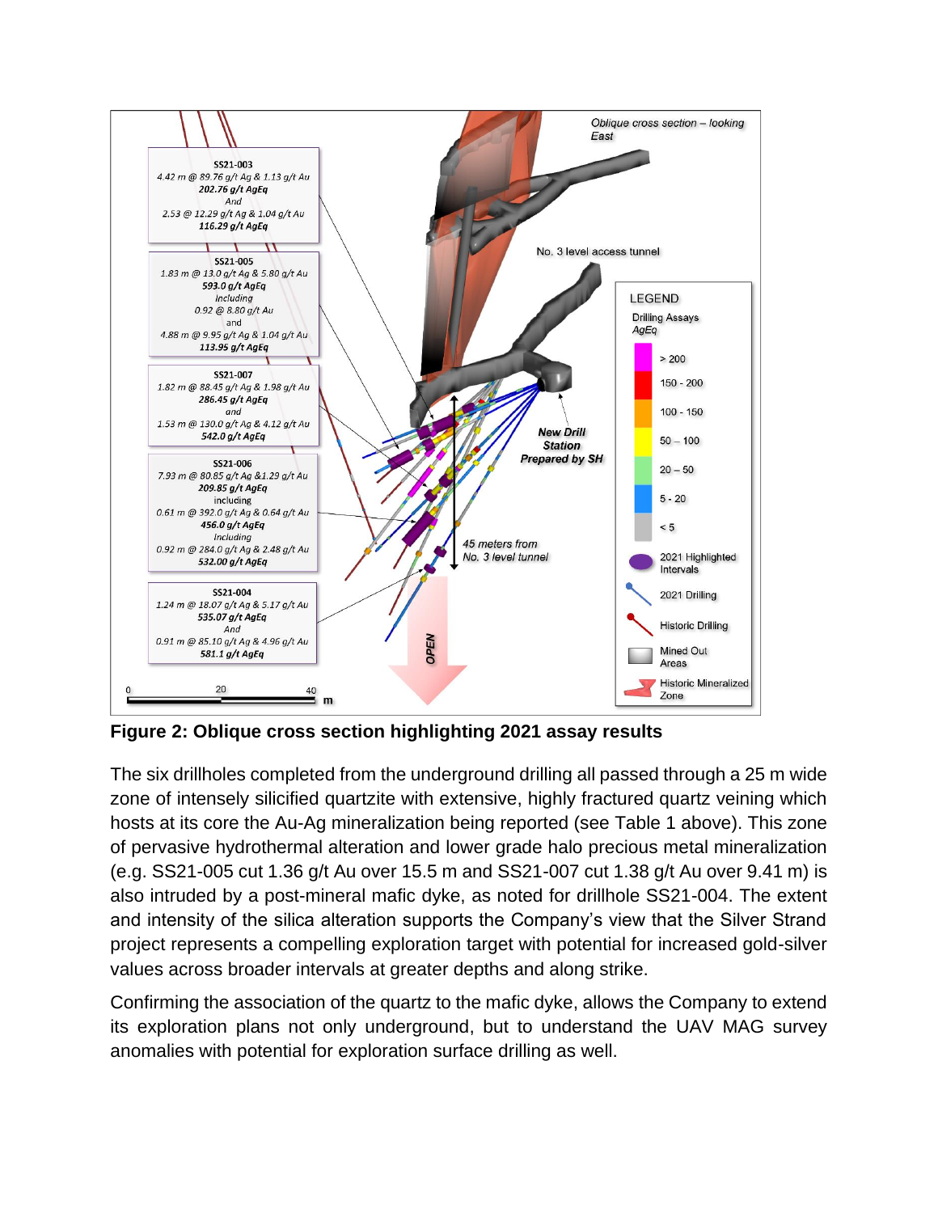**Figure 2: Oblique cross section highlighting 2021 assay results**

The six drillholes completed from the underground drilling all passed through a 25 m wide zone of intensely silicified quartzite with extensive, highly fractured quartz veining which hosts at its core the Au-Ag mineralization being reported (see Table 1 above). This zone of pervasive hydrothermal alteration and lower grade halo precious metal mineralization (e.g. SS21-005 cut 1.36 g/t Au over 15.5 m and SS21-007 cut 1.38 g/t Au over 9.41 m) is also intruded by a post-mineral mafic dyke, as noted for drillhole SS21-004. The extent and intensity of the silica alteration supports the Company's view that the Silver Strand project represents a compelling exploration target with potential for increased gold-silver values across broader intervals at greater depths and along strike.

Confirming the association of the quartz to the mafic dyke, allows the Company to extend its exploration plans not only underground, but to understand the UAV MAG survey anomalies with potential for exploration surface drilling as well.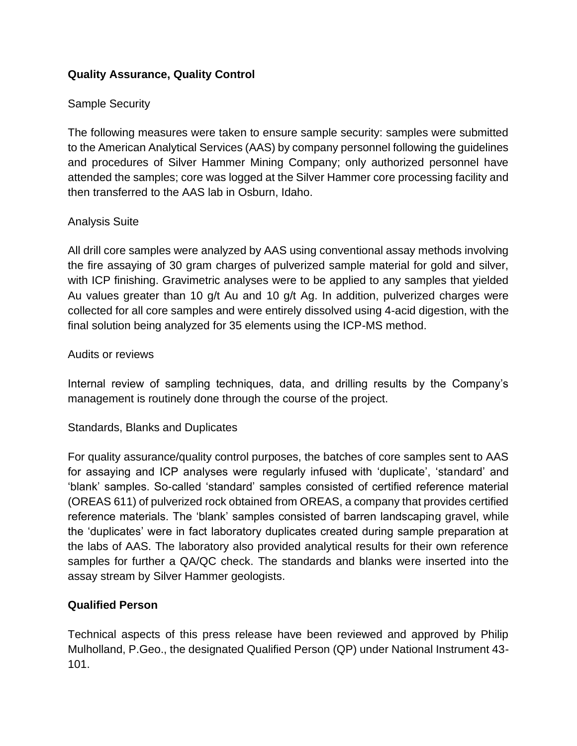## Quality Assurance, Quality Control

Sample Security

The following measures were taken to ensure sample security: samples were submitted to the American Analytical Services (AAS) by company personnel following the guidelines and procedures of Silver Hammer Mining Company; only authorized personnel have attended the samples; core was logged at the Silver Hammer core processing facility and then transferred to the AAS lab in Osburn, Idaho.

Analysis Suite

All drill core samples were analyzed by AAS using conventional assay methods involving the fire assaying of 30 gram charges of pulverized sample material for gold and silver, with ICP finishing. Gravimetric analyses were to be applied to any samples that yielded Au values greater than 10 g/t Au and 10 g/t Ag. In addition, pulverized charges were collected for all core samples and were entirely dissolved using 4-acid digestion, with the final solution being analyzed for 35 elements using the ICP-MS method.

Audits or reviews

Internal review of sampling techniques, data, and drilling results by the Company's management is routinely done through the course of the project.

Standards, Blanks and Duplicates

For quality assurance/quality control purposes, the batches of core samples sent to AAS for assaying and ICP analyses were regularly infused with 'duplicate', 'standard' and 'blank' samples. So-called 'standard' samples consisted of certified reference material (OREAS 611) of pulverized rock obtained from OREAS, a company that provides certified reference materials. The 'blank' samples consisted of barren landscaping gravel, while the 'duplicates' were in fact laboratory duplicates created during sample preparation at the labs of AAS. The laboratory also provided analytical results for their own reference samples for further a QA/QC check. The standards and blanks were inserted into the assay stream by Silver Hammer geologists.

## Qualified Person

Technical aspects of this press release have been reviewed and approved by Philip Mulholland, P.Geo., the designated Qualified Person (QP) under National Instrument 43-101.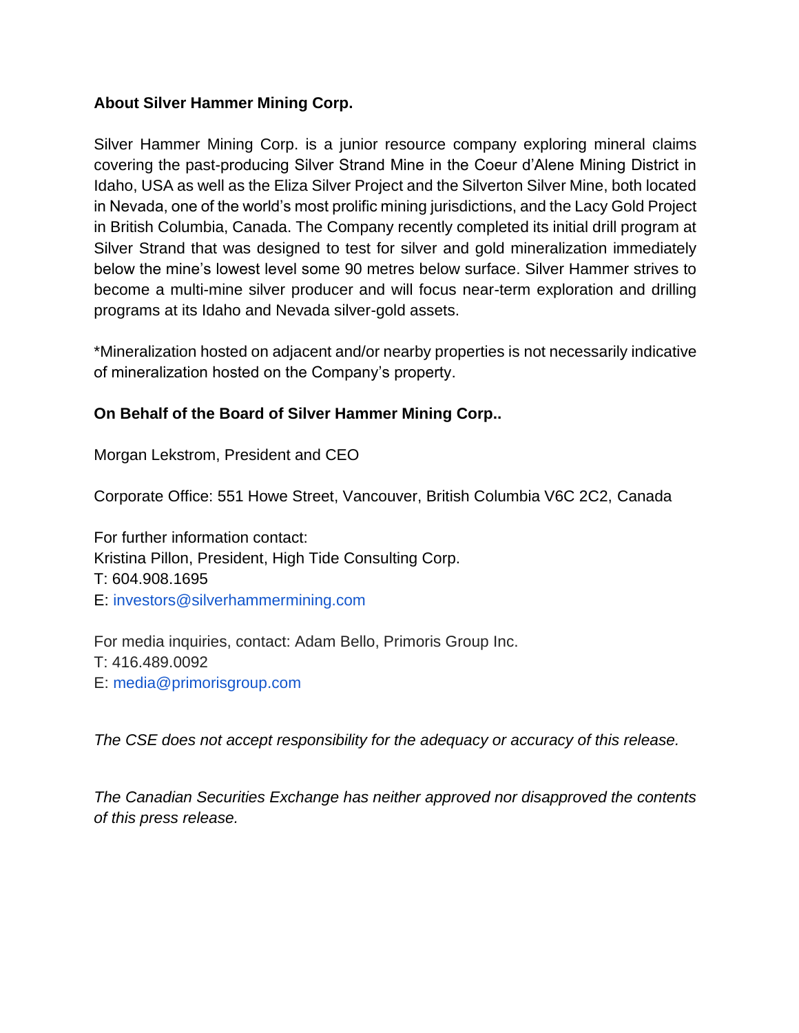**About Silver Hammer Mining Corp.**

Silver Hammer Mining Corp. is a junior resource company exploring mineral claims covering the past-producing Silver Strand Mine in the Coeur d'Alene Mining District in Idaho, USA as well as the Eliza Silver Project and the Silverton Silver Mine, both located in Nevada, one of the world's most prolific mining jurisdictions, and the Lacy Gold Project in British Columbia, Canada. The Company recently completed its initial drill program at Silver Strand that was designed to test for silver and gold mineralization immediately below the mine's lowest level some 90 metres below surface. Silver Hammer strives to become a multi-mine silver producer and will focus near-term exploration and drilling programs at its Idaho and Nevada silver-gold assets.

*Mineralization hosted on adjacent and/or nearby properties is not necessarily indicative of mineralization hosted on the Company's property.

**On Behalf of the Board of Silver Hammer Mining Corp..**

Morgan Lekstrom, President and CEO

Corporate Office: 551 Howe Street, Vancouver, British Columbia V6C 2C2, Canada

For further information contact:
Kristina Pillon, President, High Tide Consulting Corp.
T: 604.908.1695
E: investors@silverhammermining.com

For media inquiries, contact: Adam Bello, Primoris Group Inc.
T: 416.489.0092
E: media@primorisgroup.com

*The CSE does not accept responsibility for the adequacy or accuracy of this release.*

*The Canadian Securities Exchange has neither approved nor disapproved the contents of this press release.*